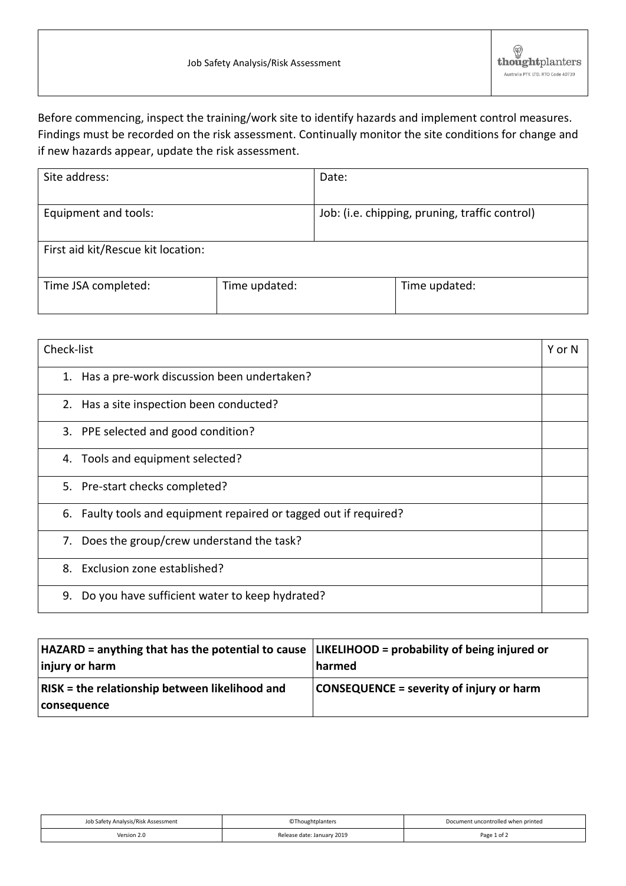| Job Safety Analysis/Risk Assessment | thoughtplanters Australia PTY. LTD. RTO Code 40739 |
|---|---|

Before commencing, inspect the training/work site to identify hazards and implement control measures. Findings must be recorded on the risk assessment. Continually monitor the site conditions for change and if new hazards appear, update the risk assessment.

| Site address: | | Date: |
|---|---|---|
| Equipment and tools: | | Job: (i.e. chipping, pruning, traffic control) |
| First aid kit/Rescue kit location: | | |
| Time JSA completed: | Time updated: | Time updated: |

| Check-list | Y or N |
|---|---|
| 1. Has a pre-work discussion been undertaken? | |
| 2. Has a site inspection been conducted? | |
| 3. PPE selected and good condition? | |
| 4. Tools and equipment selected? | |
| 5. Pre-start checks completed? | |
| 6. Faulty tools and equipment repaired or tagged out if required? | |
| 7. Does the group/crew understand the task? | |
| 8. Exclusion zone established? | |
| 9. Do you have sufficient water to keep hydrated? | |

| **HAZARD = anything that has the potential to cause injury or harm** | **LIKELIHOOD = probability of being injured or harmed** |
|---|---|
| **RISK = the relationship between likelihood and consequence** | **CONSEQUENCE = severity of injury or harm** |

| Job Safety Analysis/Risk Assessment | ©Thoughtplanters | Document uncontrolled when printed |
|---|---|---|
| Version 2.0 | Release date: January 2019 | |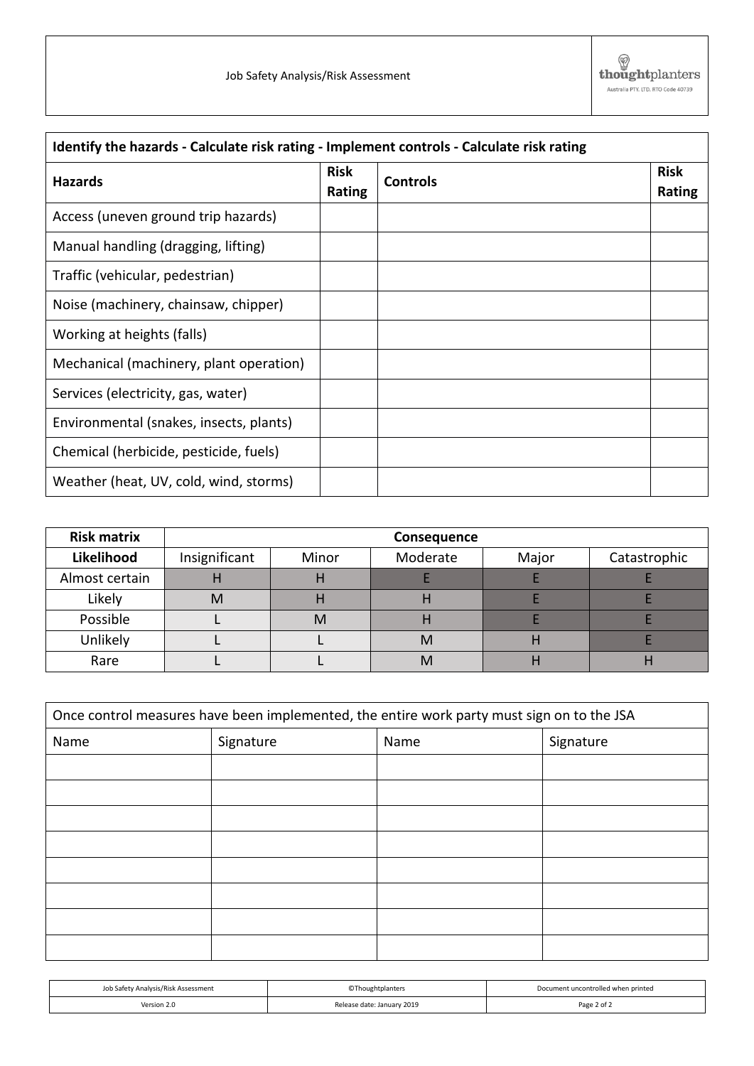Job Safety Analysis/Risk Assessment

thoughtplanters
Australia PTY. LTD. RTO Code 40739

| Identify the hazards - Calculate risk rating - Implement controls - Calculate risk rating | | | |
|---|---|---|---|
| **Hazards** | **Risk Rating** | **Controls** | **Risk Rating** |
| Access (uneven ground trip hazards) | | | |
| Manual handling (dragging, lifting) | | | |
| Traffic (vehicular, pedestrian) | | | |
| Noise (machinery, chainsaw, chipper) | | | |
| Working at heights (falls) | | | |
| Mechanical (machinery, plant operation) | | | |
| Services (electricity, gas, water) | | | |
| Environmental (snakes, insects, plants) | | | |
| Chemical (herbicide, pesticide, fuels) | | | |
| Weather (heat, UV, cold, wind, storms) | | | |

| **Risk matrix** | **Consequence** | | | | |
|---|---|---|---|---|---|
| **Likelihood** | Insignificant | Minor | Moderate | Major | Catastrophic |
| Almost certain | H | H | E | E | E |
| Likely | M | H | H | E | E |
| Possible | L | M | H | E | E |
| Unlikely | L | L | M | H | E |
| Rare | L | L | M | H | H |

| Once control measures have been implemented, the entire work party must sign on to the JSA | | | |
|---|---|---|---|
| Name | Signature | Name | Signature |
| | | | |
| | | | |
| | | | |
| | | | |
| | | | |
| | | | |
| | | | |
| | | | |